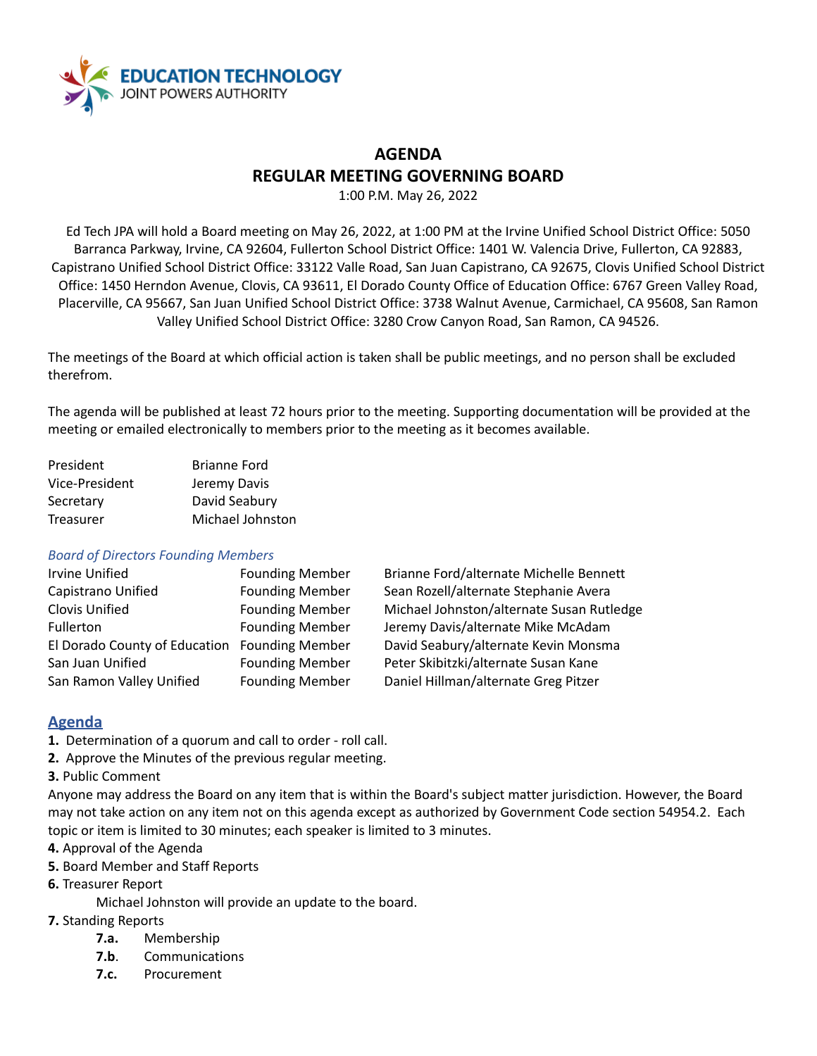EDUCATION TECHNOLOGY
JOINT POWERS AUTHORITY

# AGENDA
## REGULAR MEETING GOVERNING BOARD

1:00 P.M. May 26, 2022

Ed Tech JPA will hold a Board meeting on May 26, 2022, at 1:00 PM at the Irvine Unified School District Office: 5050 Barranca Parkway, Irvine, CA 92604, Fullerton School District Office: 1401 W. Valencia Drive, Fullerton, CA 92883, Capistrano Unified School District Office: 33122 Valle Road, San Juan Capistrano, CA 92675, Clovis Unified School District Office: 1450 Herndon Avenue, Clovis, CA 93611, El Dorado County Office of Education Office: 6767 Green Valley Road, Placerville, CA 95667, San Juan Unified School District Office: 3738 Walnut Avenue, Carmichael, CA 95608, San Ramon Valley Unified School District Office: 3280 Crow Canyon Road, San Ramon, CA 94526.

The meetings of the Board at which official action is taken shall be public meetings, and no person shall be excluded therefrom.

The agenda will be published at least 72 hours prior to the meeting. Supporting documentation will be provided at the meeting or emailed electronically to members prior to the meeting as it becomes available.

| | |
|---|---|
| President | Brianne Ford |
| Vice-President | Jeremy Davis |
| Secretary | David Seabury |
| Treasurer | Michael Johnston |

*Board of Directors Founding Members*

| | | |
|---|---|---|
| Irvine Unified | Founding Member | Brianne Ford/alternate Michelle Bennett |
| Capistrano Unified | Founding Member | Sean Rozell/alternate Stephanie Avera |
| Clovis Unified | Founding Member | Michael Johnston/alternate Susan Rutledge |
| Fullerton | Founding Member | Jeremy Davis/alternate Mike McAdam |
| El Dorado County of Education | Founding Member | David Seabury/alternate Kevin Monsma |
| San Juan Unified | Founding Member | Peter Skibitzki/alternate Susan Kane |
| San Ramon Valley Unified | Founding Member | Daniel Hillman/alternate Greg Pitzer |

## Agenda

**1.** Determination of a quorum and call to order - roll call.

**2.** Approve the Minutes of the previous regular meeting.

**3.** Public Comment

Anyone may address the Board on any item that is within the Board's subject matter jurisdiction. However, the Board may not take action on any item not on this agenda except as authorized by Government Code section 54954.2. Each topic or item is limited to 30 minutes; each speaker is limited to 3 minutes.

**4.** Approval of the Agenda

**5.** Board Member and Staff Reports

**6.** Treasurer Report

Michael Johnston will provide an update to the board.

**7.** Standing Reports

- **7.a.** Membership
- **7.b**. Communications
- **7.c.** Procurement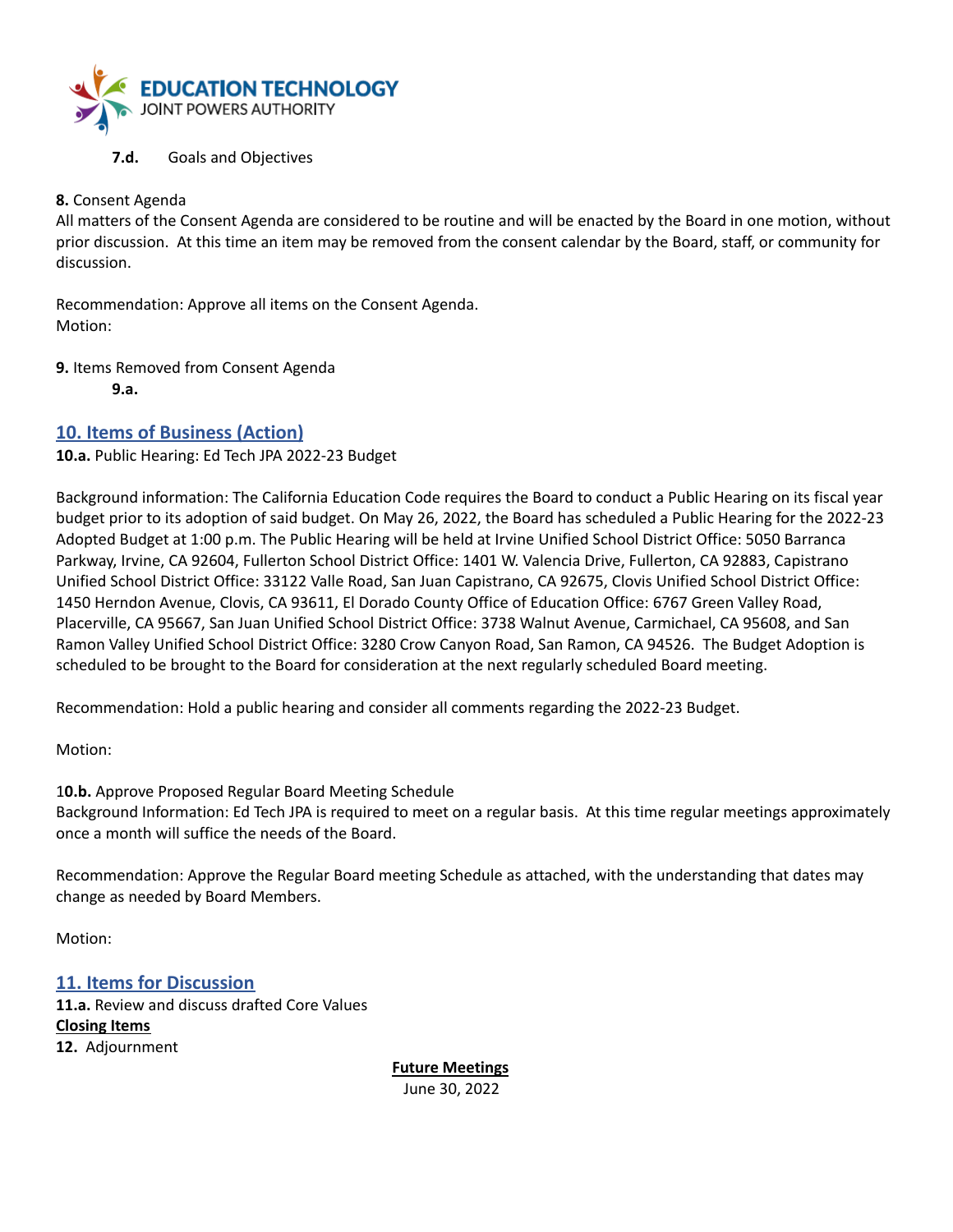**7.d.** Goals and Objectives

**8.** Consent Agenda
All matters of the Consent Agenda are considered to be routine and will be enacted by the Board in one motion, without prior discussion. At this time an item may be removed from the consent calendar by the Board, staff, or community for discussion.

Recommendation: Approve all items on the Consent Agenda.
Motion:

**9.** Items Removed from Consent Agenda

**9.a.**

## 10. Items of Business (Action)

**10.a.** Public Hearing: Ed Tech JPA 2022-23 Budget

Background information: The California Education Code requires the Board to conduct a Public Hearing on its fiscal year budget prior to its adoption of said budget. On May 26, 2022, the Board has scheduled a Public Hearing for the 2022-23 Adopted Budget at 1:00 p.m. The Public Hearing will be held at Irvine Unified School District Office: 5050 Barranca Parkway, Irvine, CA 92604, Fullerton School District Office: 1401 W. Valencia Drive, Fullerton, CA 92883, Capistrano Unified School District Office: 33122 Valle Road, San Juan Capistrano, CA 92675, Clovis Unified School District Office: 1450 Herndon Avenue, Clovis, CA 93611, El Dorado County Office of Education Office: 6767 Green Valley Road, Placerville, CA 95667, San Juan Unified School District Office: 3738 Walnut Avenue, Carmichael, CA 95608, and San Ramon Valley Unified School District Office: 3280 Crow Canyon Road, San Ramon, CA 94526. The Budget Adoption is scheduled to be brought to the Board for consideration at the next regularly scheduled Board meeting.

Recommendation: Hold a public hearing and consider all comments regarding the 2022-23 Budget.

Motion:

**10.b.** Approve Proposed Regular Board Meeting Schedule
Background Information: Ed Tech JPA is required to meet on a regular basis. At this time regular meetings approximately once a month will suffice the needs of the Board.

Recommendation: Approve the Regular Board meeting Schedule as attached, with the understanding that dates may change as needed by Board Members.

Motion:

## 11. Items for Discussion

**11.a.** Review and discuss drafted Core Values

**Closing Items**

**12.** Adjournment

**Future Meetings**

June 30, 2022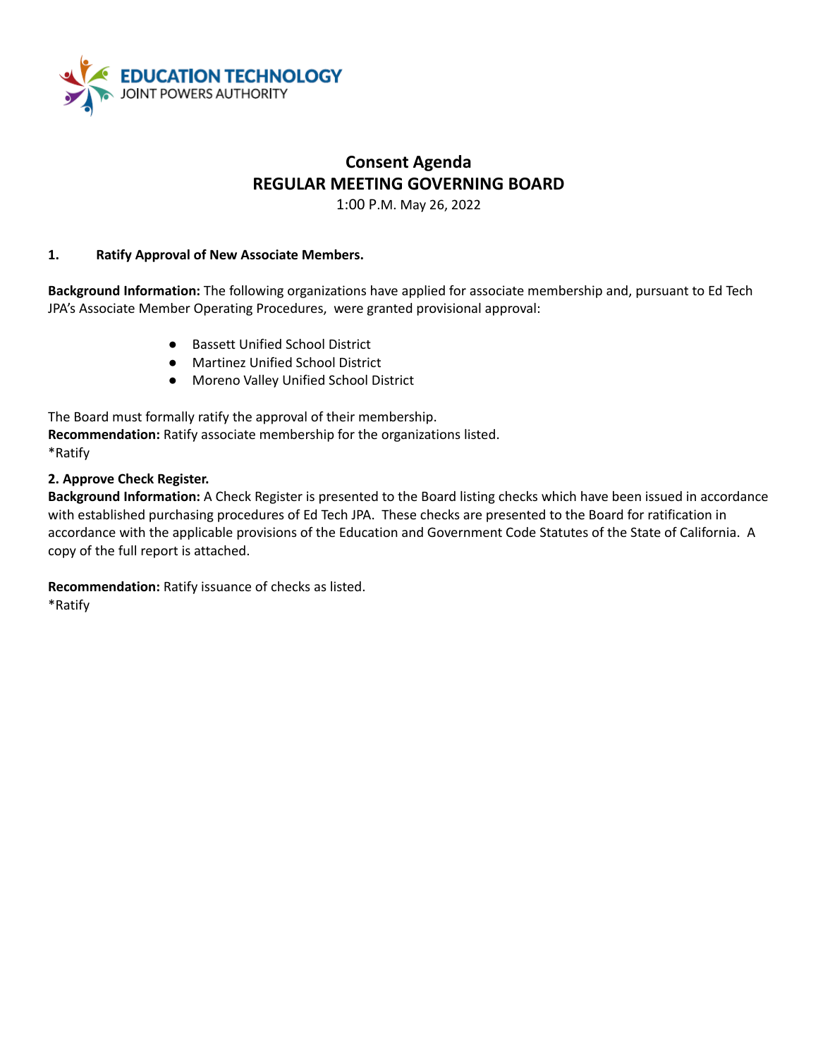EDUCATION TECHNOLOGY
JOINT POWERS AUTHORITY

# Consent Agenda
## REGULAR MEETING GOVERNING BOARD

1:00 P.M. May 26, 2022

**1. Ratify Approval of New Associate Members.**

**Background Information:** The following organizations have applied for associate membership and, pursuant to Ed Tech JPA's Associate Member Operating Procedures, were granted provisional approval:

- Bassett Unified School District
- Martinez Unified School District
- Moreno Valley Unified School District

The Board must formally ratify the approval of their membership.
**Recommendation:** Ratify associate membership for the organizations listed.
*Ratify

**2. Approve Check Register.**
**Background Information:** A Check Register is presented to the Board listing checks which have been issued in accordance with established purchasing procedures of Ed Tech JPA. These checks are presented to the Board for ratification in accordance with the applicable provisions of the Education and Government Code Statutes of the State of California. A copy of the full report is attached.

**Recommendation:** Ratify issuance of checks as listed.
*Ratify